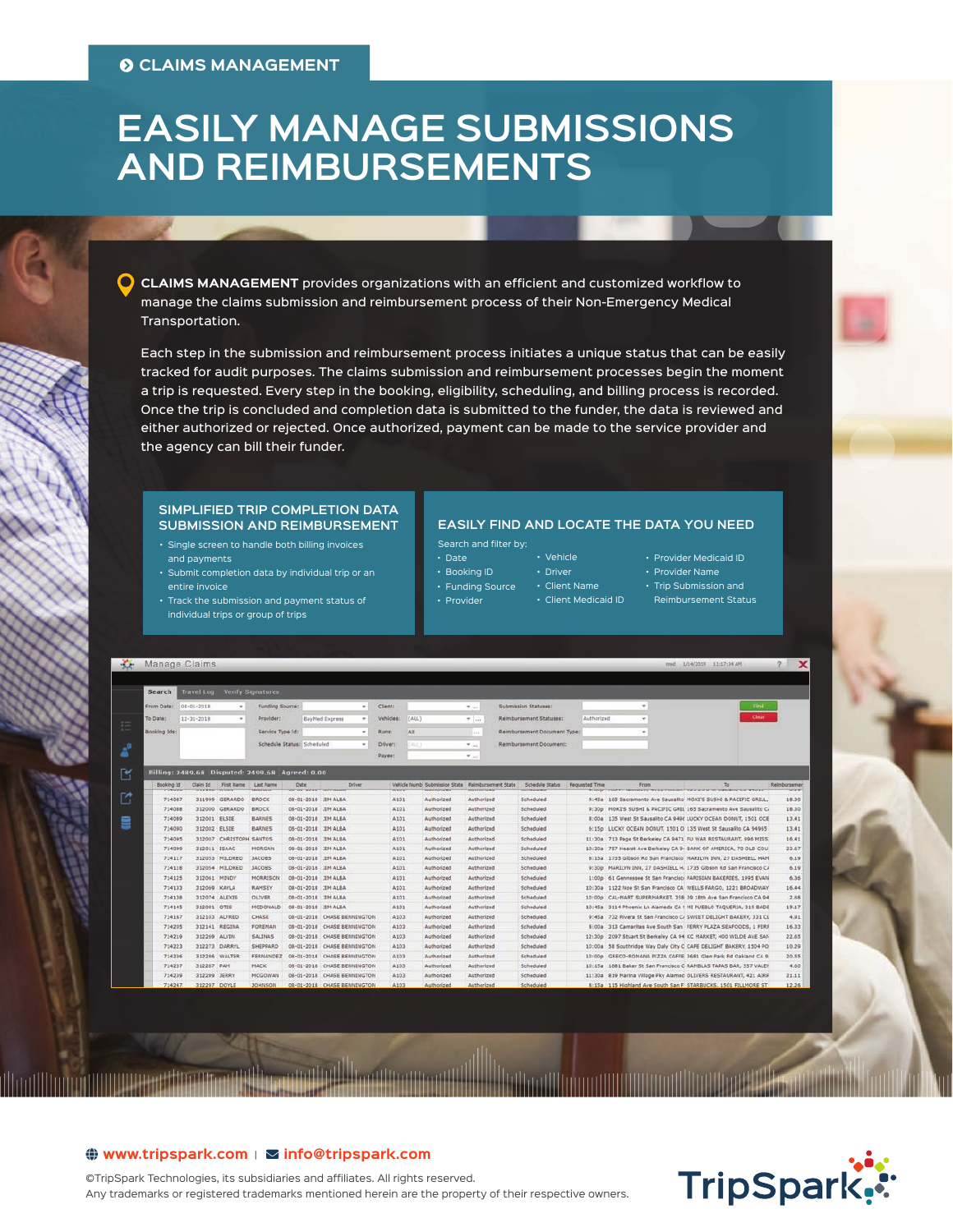CLAIMS MANAGEMENT

# EASILY MANAGE SUBMISSIONS AND REIMBURSEMENTS

**CLAIMS MANAGEMENT** provides organizations with an efficient and customized workflow to manage the claims submission and reimbursement process of their Non-Emergency Medical Transportation.

Each step in the submission and reimbursement process initiates a unique status that can be easily tracked for audit purposes. The claims submission and reimbursement processes begin the moment a trip is requested. Every step in the booking, eligibility, scheduling, and billing process is recorded. Once the trip is concluded and completion data is submitted to the funder, the data is reviewed and either authorized or rejected. Once authorized, payment can be made to the service provider and the agency can bill their funder.

## SIMPLIFIED TRIP COMPLETION DATA SUBMISSION AND REIMBURSEMENT

- Single screen to handle both billing invoices and payments
- Submit completion data by individual trip or an entire invoice
- Track the submission and payment status of individual trips or group of trips

## EASILY FIND AND LOCATE THE DATA YOU NEED

Search and filter by:

- Date
- Booking ID
- Funding Source
- Provider
- Vehicle
- Driver
- Client Name
- Client Medicaid ID
- Provider Medicaid ID
- Provider Name
- Trip Submission and Reimbursement Status

www.tripspark.com | info@tripspark.com

©TripSpark Technologies, its subsidiaries and affiliates. All rights reserved.
Any trademarks or registered trademarks mentioned herein are the property of their respective owners.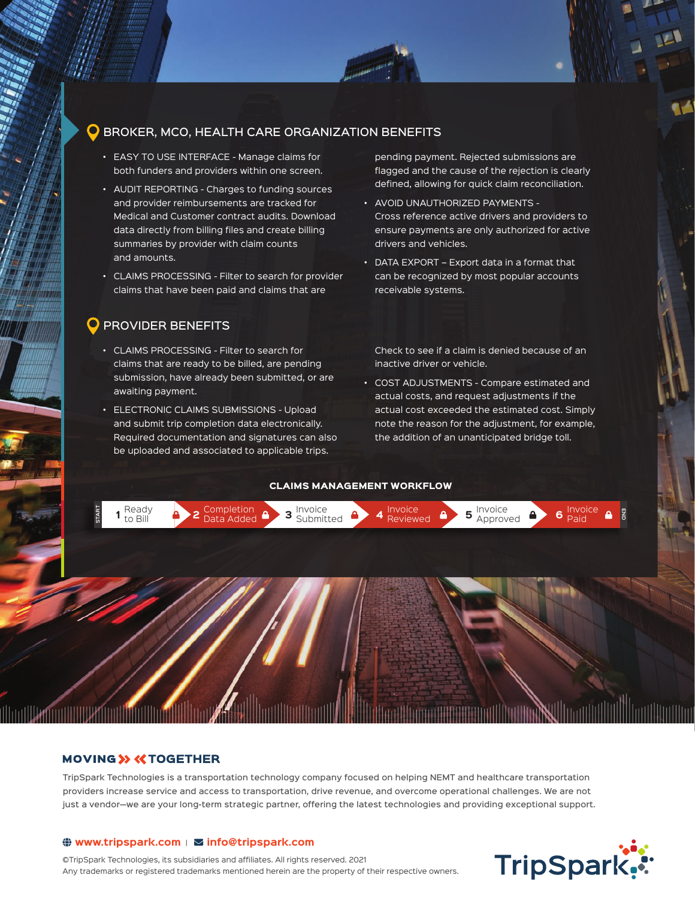## BROKER, MCO, HEALTH CARE ORGANIZATION BENEFITS

- EASY TO USE INTERFACE - Manage claims for both funders and providers within one screen.
- AUDIT REPORTING - Charges to funding sources and provider reimbursements are tracked for Medical and Customer contract audits. Download data directly from billing files and create billing summaries by provider with claim counts and amounts.
- CLAIMS PROCESSING - Filter to search for provider claims that have been paid and claims that are pending payment. Rejected submissions are flagged and the cause of the rejection is clearly defined, allowing for quick claim reconciliation.
- AVOID UNAUTHORIZED PAYMENTS - Cross reference active drivers and providers to ensure payments are only authorized for active drivers and vehicles.
- DATA EXPORT – Export data in a format that can be recognized by most popular accounts receivable systems.

## PROVIDER BENEFITS

- CLAIMS PROCESSING - Filter to search for claims that are ready to be billed, are pending submission, have already been submitted, or are awaiting payment.
- ELECTRONIC CLAIMS SUBMISSIONS - Upload and submit trip completion data electronically. Required documentation and signatures can also be uploaded and associated to applicable trips. Check to see if a claim is denied because of an inactive driver or vehicle.
- COST ADJUSTMENTS - Compare estimated and actual costs, and request adjustments if the actual cost exceeded the estimated cost. Simply note the reason for the adjustment, for example, the addition of an unanticipated bridge toll.

### CLAIMS MANAGEMENT WORKFLOW

START → 1 Ready to Bill → 2 Completion Data Added → 3 Invoice Submitted → 4 Invoice Reviewed → 5 Invoice Approved → 6 Invoice Paid → END

## MOVING » « TOGETHER

TripSpark Technologies is a transportation technology company focused on helping NEMT and healthcare transportation providers increase service and access to transportation, drive revenue, and overcome operational challenges. We are not just a vendor—we are your long-term strategic partner, offering the latest technologies and providing exceptional support.

www.tripspark.com | info@tripspark.com

©TripSpark Technologies, its subsidiaries and affiliates. All rights reserved. 2021
Any trademarks or registered trademarks mentioned herein are the property of their respective owners.

TripSpark